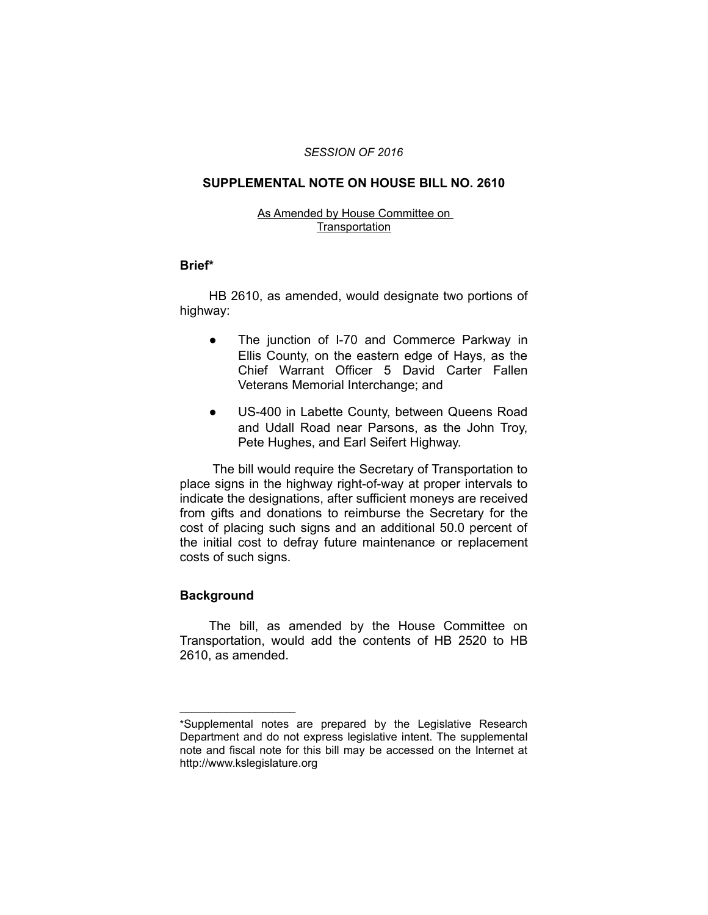*SESSION OF 2016*

## SUPPLEMENTAL NOTE ON HOUSE BILL NO. 2610

As Amended by House Committee on Transportation

### Brief*

HB 2610, as amended, would designate two portions of highway:

- The junction of I-70 and Commerce Parkway in Ellis County, on the eastern edge of Hays, as the Chief Warrant Officer 5 David Carter Fallen Veterans Memorial Interchange; and
- US-400 in Labette County, between Queens Road and Udall Road near Parsons, as the John Troy, Pete Hughes, and Earl Seifert Highway.

The bill would require the Secretary of Transportation to place signs in the highway right-of-way at proper intervals to indicate the designations, after sufficient moneys are received from gifts and donations to reimburse the Secretary for the cost of placing such signs and an additional 50.0 percent of the initial cost to defray future maintenance or replacement costs of such signs.

### Background

The bill, as amended by the House Committee on Transportation, would add the contents of HB 2520 to HB 2610, as amended.

---

*Supplemental notes are prepared by the Legislative Research Department and do not express legislative intent. The supplemental note and fiscal note for this bill may be accessed on the Internet at http://www.kslegislature.org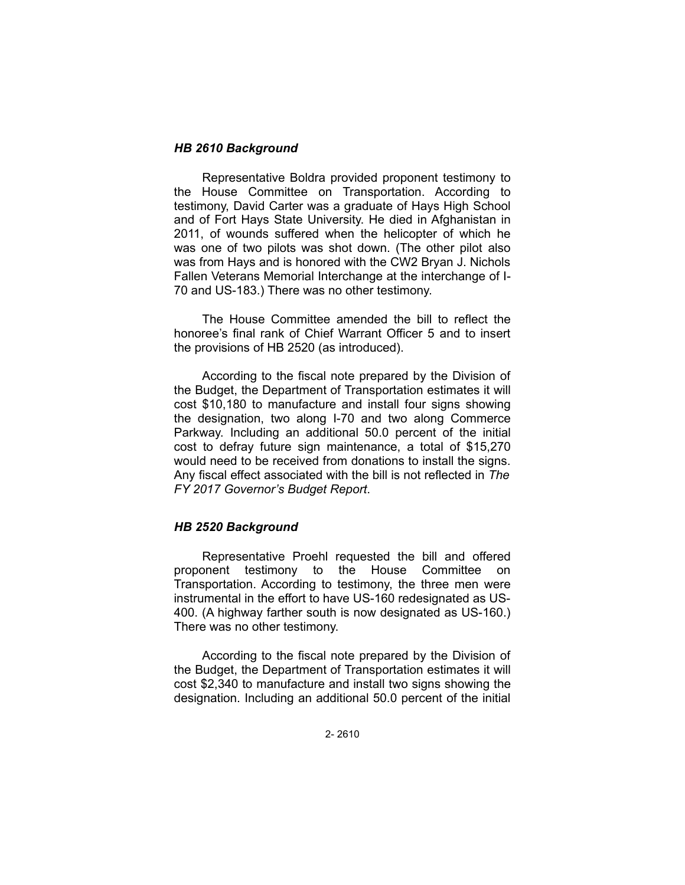### *HB 2610 Background*

Representative Boldra provided proponent testimony to the House Committee on Transportation. According to testimony, David Carter was a graduate of Hays High School and of Fort Hays State University. He died in Afghanistan in 2011, of wounds suffered when the helicopter of which he was one of two pilots was shot down. (The other pilot also was from Hays and is honored with the CW2 Bryan J. Nichols Fallen Veterans Memorial Interchange at the interchange of I-70 and US-183.) There was no other testimony.

The House Committee amended the bill to reflect the honoree's final rank of Chief Warrant Officer 5 and to insert the provisions of HB 2520 (as introduced).

According to the fiscal note prepared by the Division of the Budget, the Department of Transportation estimates it will cost $10,180 to manufacture and install four signs showing the designation, two along I-70 and two along Commerce Parkway. Including an additional 50.0 percent of the initial cost to defray future sign maintenance, a total of $15,270 would need to be received from donations to install the signs. Any fiscal effect associated with the bill is not reflected in *The FY 2017 Governor's Budget Report*.

### *HB 2520 Background*

Representative Proehl requested the bill and offered proponent testimony to the House Committee on Transportation. According to testimony, the three men were instrumental in the effort to have US-160 redesignated as US-400. (A highway farther south is now designated as US-160.) There was no other testimony.

According to the fiscal note prepared by the Division of the Budget, the Department of Transportation estimates it will cost $2,340 to manufacture and install two signs showing the designation. Including an additional 50.0 percent of the initial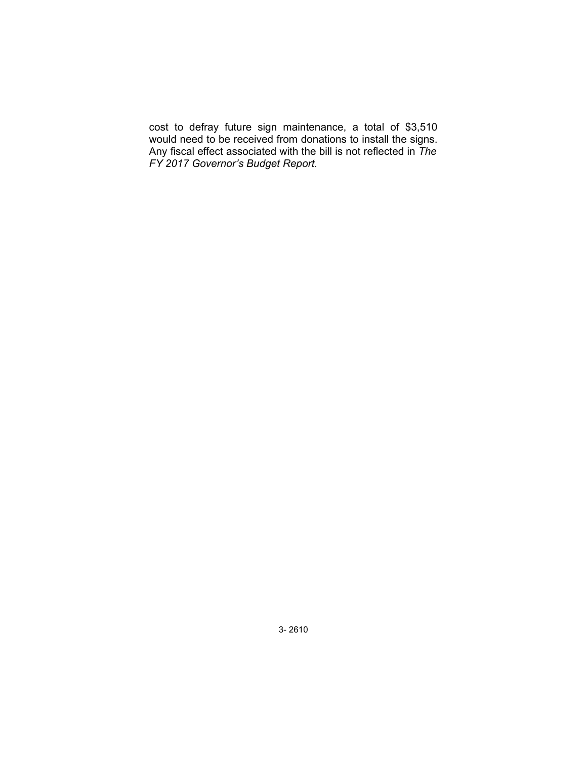cost to defray future sign maintenance, a total of $3,510 would need to be received from donations to install the signs. Any fiscal effect associated with the bill is not reflected in *The FY 2017 Governor's Budget Report.*